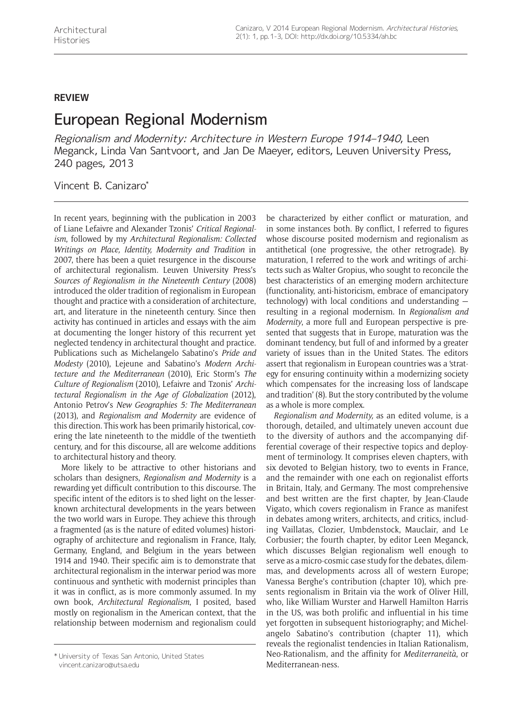**REVIEW**

# European Regional Modernism

*Regionalism and Modernity: Architecture in Western Europe 1914–1940*, Leen Meganck, Linda Van Santvoort, and Jan De Maeyer, editors, Leuven University Press, 240 pages, 2013

Vincent B. Canizaro*

In recent years, beginning with the publication in 2003 of Liane Lefaivre and Alexander Tzonis' *Critical Regionalism*, followed by my *Architectural Regionalism: Collected Writings on Place, Identity, Modernity and Tradition* in 2007, there has been a quiet resurgence in the discourse of architectural regionalism. Leuven University Press's *Sources of Regionalism in the Nineteenth Century* (2008) introduced the older tradition of regionalism in European thought and practice with a consideration of architecture, art, and literature in the nineteenth century. Since then activity has continued in articles and essays with the aim at documenting the longer history of this recurrent yet neglected tendency in architectural thought and practice. Publications such as Michelangelo Sabatino's *Pride and Modesty* (2010), Lejeune and Sabatino's *Modern Architecture and the Mediterranean* (2010), Eric Storm's *The Culture of Regionalism* (2010), Lefaivre and Tzonis' *Architectural Regionalism in the Age of Globalization* (2012), Antonio Petrov's *New Geographies 5: The Mediterranean* (2013), and *Regionalism and Modernity* are evidence of this direction. This work has been primarily historical, covering the late nineteenth to the middle of the twentieth century, and for this discourse, all are welcome additions to architectural history and theory.

More likely to be attractive to other historians and scholars than designers, *Regionalism and Modernity* is a rewarding yet difficult contribution to this discourse. The specific intent of the editors is to shed light on the lesser-known architectural developments in the years between the two world wars in Europe. They achieve this through a fragmented (as is the nature of edited volumes) historiography of architecture and regionalism in France, Italy, Germany, England, and Belgium in the years between 1914 and 1940. Their specific aim is to demonstrate that architectural regionalism in the interwar period was more continuous and synthetic with modernist principles than it was in conflict, as is more commonly assumed. In my own book, *Architectural Regionalism*, I posited, based mostly on regionalism in the American context, that the relationship between modernism and regionalism could be characterized by either conflict or maturation, and in some instances both. By conflict, I referred to figures whose discourse posited modernism and regionalism as antithetical (one progressive, the other retrograde). By maturation, I referred to the work and writings of architects such as Walter Gropius, who sought to reconcile the best characteristics of an emerging modern architecture (functionality, anti-historicism, embrace of emancipatory technology) with local conditions and understanding — resulting in a regional modernism. In *Regionalism and Modernity*, a more full and European perspective is presented that suggests that in Europe, maturation was the dominant tendency, but full of and informed by a greater variety of issues than in the United States. The editors assert that regionalism in European countries was a 'strategy for ensuring continuity within a modernizing society which compensates for the increasing loss of landscape and tradition' (8). But the story contributed by the volume as a whole is more complex.

*Regionalism and Modernity,* as an edited volume, is a thorough, detailed, and ultimately uneven account due to the diversity of authors and the accompanying differential coverage of their respective topics and deployment of terminology. It comprises eleven chapters, with six devoted to Belgian history, two to events in France, and the remainder with one each on regionalist efforts in Britain, Italy, and Germany. The most comprehensive and best written are the first chapter, by Jean-Claude Vigato, which covers regionalism in France as manifest in debates among writers, architects, and critics, including Vaillatas, Clozier, Umbdenstock, Mauclair, and Le Corbusier; the fourth chapter, by editor Leen Meganck, which discusses Belgian regionalism well enough to serve as a micro-cosmic case study for the debates, dilemmas, and developments across all of western Europe; Vanessa Berghe's contribution (chapter 10), which presents regionalism in Britain via the work of Oliver Hill, who, like William Wurster and Harwell Hamilton Harris in the US, was both prolific and influential in his time yet forgotten in subsequent historiography; and Michelangelo Sabatino's contribution (chapter 11), which reveals the regionalist tendencies in Italian Rationalism, Neo-Rationalism, and the affinity for *Mediterraneità*, or Mediterranean-ness.

* University of Texas San Antonio, United States
vincent.canizaro@utsa.edu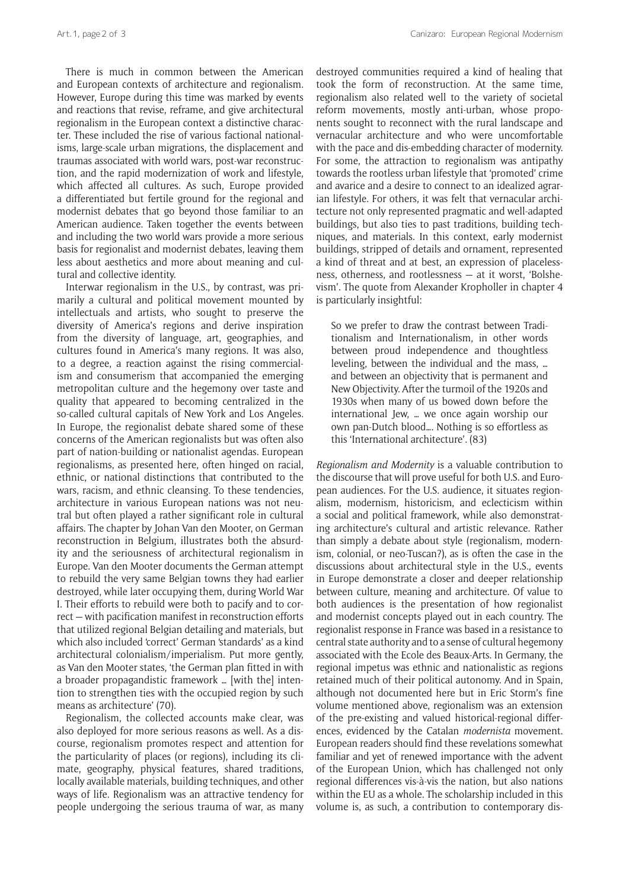There is much in common between the American and European contexts of architecture and regionalism. However, Europe during this time was marked by events and reactions that revise, reframe, and give architectural regionalism in the European context a distinctive character. These included the rise of various factional nationalisms, large-scale urban migrations, the displacement and traumas associated with world wars, post-war reconstruction, and the rapid modernization of work and lifestyle, which affected all cultures. As such, Europe provided a differentiated but fertile ground for the regional and modernist debates that go beyond those familiar to an American audience. Taken together the events between and including the two world wars provide a more serious basis for regionalist and modernist debates, leaving them less about aesthetics and more about meaning and cultural and collective identity.

Interwar regionalism in the U.S., by contrast, was primarily a cultural and political movement mounted by intellectuals and artists, who sought to preserve the diversity of America's regions and derive inspiration from the diversity of language, art, geographies, and cultures found in America's many regions. It was also, to a degree, a reaction against the rising commercialism and consumerism that accompanied the emerging metropolitan culture and the hegemony over taste and quality that appeared to becoming centralized in the so-called cultural capitals of New York and Los Angeles. In Europe, the regionalist debate shared some of these concerns of the American regionalists but was often also part of nation-building or nationalist agendas. European regionalisms, as presented here, often hinged on racial, ethnic, or national distinctions that contributed to the wars, racism, and ethnic cleansing. To these tendencies, architecture in various European nations was not neutral but often played a rather significant role in cultural affairs. The chapter by Johan Van den Mooter, on German reconstruction in Belgium, illustrates both the absurdity and the seriousness of architectural regionalism in Europe. Van den Mooter documents the German attempt to rebuild the very same Belgian towns they had earlier destroyed, while later occupying them, during World War I. Their efforts to rebuild were both to pacify and to correct — with pacification manifest in reconstruction efforts that utilized regional Belgian detailing and materials, but which also included 'correct' German 'standards' as a kind architectural colonialism/imperialism. Put more gently, as Van den Mooter states, 'the German plan fitted in with a broader propagandistic framework … [with the] intention to strengthen ties with the occupied region by such means as architecture' (70).

Regionalism, the collected accounts make clear, was also deployed for more serious reasons as well. As a discourse, regionalism promotes respect and attention for the particularity of places (or regions), including its climate, geography, physical features, shared traditions, locally available materials, building techniques, and other ways of life. Regionalism was an attractive tendency for people undergoing the serious trauma of war, as many destroyed communities required a kind of healing that took the form of reconstruction. At the same time, regionalism also related well to the variety of societal reform movements, mostly anti-urban, whose proponents sought to reconnect with the rural landscape and vernacular architecture and who were uncomfortable with the pace and dis-embedding character of modernity. For some, the attraction to regionalism was antipathy towards the rootless urban lifestyle that 'promoted' crime and avarice and a desire to connect to an idealized agrarian lifestyle. For others, it was felt that vernacular architecture not only represented pragmatic and well-adapted buildings, but also ties to past traditions, building techniques, and materials. In this context, early modernist buildings, stripped of details and ornament, represented a kind of threat and at best, an expression of placelessness, otherness, and rootlessness — at it worst, 'Bolshevism'. The quote from Alexander Kropholler in chapter 4 is particularly insightful:

> So we prefer to draw the contrast between Traditionalism and Internationalism, in other words between proud independence and thoughtless leveling, between the individual and the mass, … and between an objectivity that is permanent and New Objectivity. After the turmoil of the 1920s and 1930s when many of us bowed down before the international Jew, … we once again worship our own pan-Dutch blood…. Nothing is so effortless as this 'International architecture'. (83)

*Regionalism and Modernity* is a valuable contribution to the discourse that will prove useful for both U.S. and European audiences. For the U.S. audience, it situates regionalism, modernism, historicism, and eclecticism within a social and political framework, while also demonstrating architecture's cultural and artistic relevance. Rather than simply a debate about style (regionalism, modernism, colonial, or neo-Tuscan?), as is often the case in the discussions about architectural style in the U.S., events in Europe demonstrate a closer and deeper relationship between culture, meaning and architecture. Of value to both audiences is the presentation of how regionalist and modernist concepts played out in each country. The regionalist response in France was based in a resistance to central state authority and to a sense of cultural hegemony associated with the Ecole des Beaux-Arts. In Germany, the regional impetus was ethnic and nationalistic as regions retained much of their political autonomy. And in Spain, although not documented here but in Eric Storm's fine volume mentioned above, regionalism was an extension of the pre-existing and valued historical-regional differences, evidenced by the Catalan *modernista* movement. European readers should find these revelations somewhat familiar and yet of renewed importance with the advent of the European Union, which has challenged not only regional differences vis-à-vis the nation, but also nations within the EU as a whole. The scholarship included in this volume is, as such, a contribution to contemporary dis-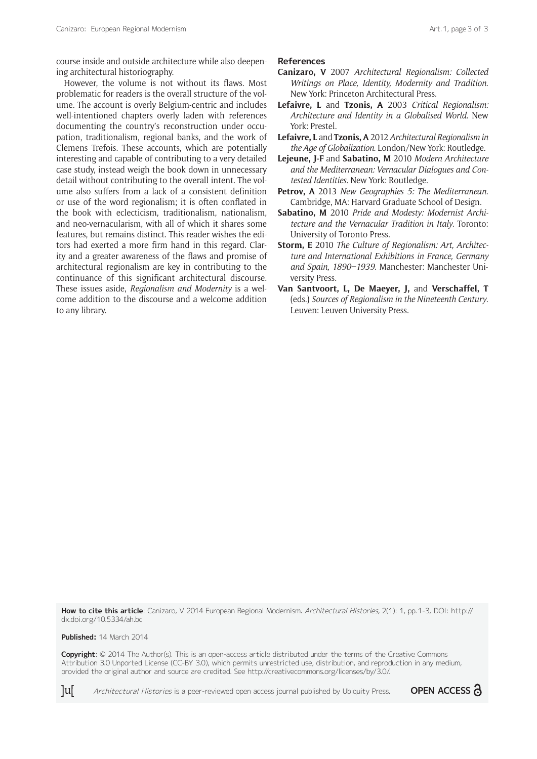course inside and outside architecture while also deepening architectural historiography.

However, the volume is not without its flaws. Most problematic for readers is the overall structure of the volume. The account is overly Belgium-centric and includes well-intentioned chapters overly laden with references documenting the country's reconstruction under occupation, traditionalism, regional banks, and the work of Clemens Trefois. These accounts, which are potentially interesting and capable of contributing to a very detailed case study, instead weigh the book down in unnecessary detail without contributing to the overall intent. The volume also suffers from a lack of a consistent definition or use of the word regionalism; it is often conflated in the book with eclecticism, traditionalism, nationalism, and neo-vernacularism, with all of which it shares some features, but remains distinct. This reader wishes the editors had exerted a more firm hand in this regard. Clarity and a greater awareness of the flaws and promise of architectural regionalism are key in contributing to the continuance of this significant architectural discourse. These issues aside, *Regionalism and Modernity* is a welcome addition to the discourse and a welcome addition to any library.

## References

**Canizaro, V** 2007 *Architectural Regionalism: Collected Writings on Place, Identity, Modernity and Tradition.* New York: Princeton Architectural Press.

**Lefaivre, L** and **Tzonis, A** 2003 *Critical Regionalism: Architecture and Identity in a Globalised World.* New York: Prestel.

**Lefaivre, L** and **Tzonis, A** 2012 *Architectural Regionalism in the Age of Globalization.* London/New York: Routledge.

**Lejeune, J-F** and **Sabatino, M** 2010 *Modern Architecture and the Mediterranean: Vernacular Dialogues and Contested Identities.* New York: Routledge.

**Petrov, A** 2013 *New Geographies 5: The Mediterranean.* Cambridge, MA: Harvard Graduate School of Design.

**Sabatino, M** 2010 *Pride and Modesty: Modernist Architecture and the Vernacular Tradition in Italy.* Toronto: University of Toronto Press.

**Storm, E** 2010 *The Culture of Regionalism: Art, Architecture and International Exhibitions in France, Germany and Spain, 1890–1939.* Manchester: Manchester University Press.

**Van Santvoort, L, De Maeyer, J,** and **Verschaffel, T** (eds.) *Sources of Regionalism in the Nineteenth Century.* Leuven: Leuven University Press.

**How to cite this article**: Canizaro, V 2014 European Regional Modernism. *Architectural Histories*, 2(1): 1, pp. 1-3, DOI: http://dx.doi.org/10.5334/ah.bc

**Published:** 14 March 2014

**Copyright**: © 2014 The Author(s). This is an open-access article distributed under the terms of the Creative Commons Attribution 3.0 Unported License (CC-BY 3.0), which permits unrestricted use, distribution, and reproduction in any medium, provided the original author and source are credited. See http://creativecommons.org/licenses/by/3.0/.

*Architectural Histories* is a peer-reviewed open access journal published by Ubiquity Press. **OPEN ACCESS**